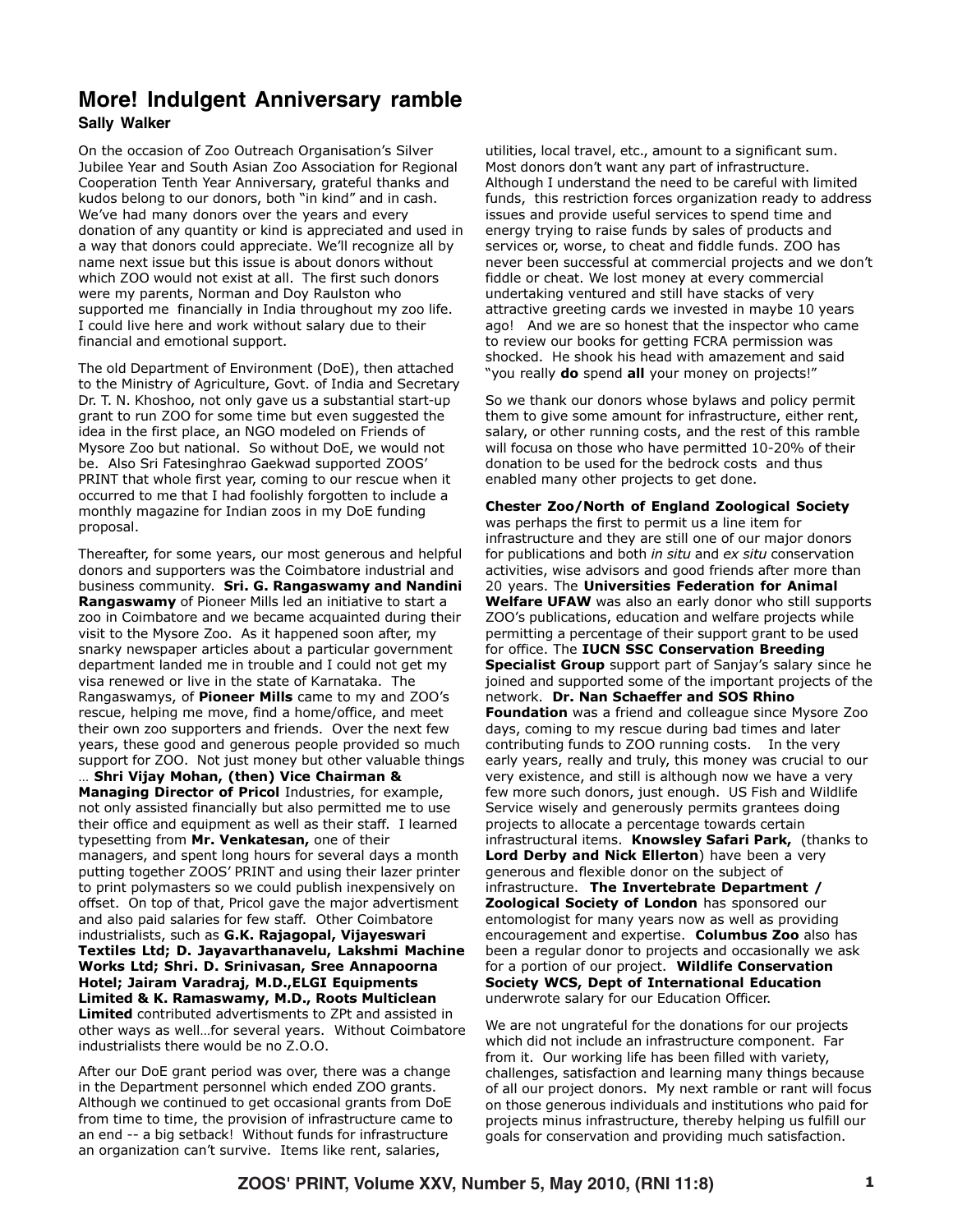# More! Indulgent Anniversary ramble

**Sally Walker**

On the occasion of Zoo Outreach Organisation's Silver Jubilee Year and South Asian Zoo Association for Regional Cooperation Tenth Year Anniversary, grateful thanks and kudos belong to our donors, both "in kind" and in cash. We've had many donors over the years and every donation of any quantity or kind is appreciated and used in a way that donors could appreciate. We'll recognize all by name next issue but this issue is about donors without which ZOO would not exist at all. The first such donors were my parents, Norman and Doy Raulston who supported me financially in India throughout my zoo life. I could live here and work without salary due to their financial and emotional support.

The old Department of Environment (DoE), then attached to the Ministry of Agriculture, Govt. of India and Secretary Dr. T. N. Khoshoo, not only gave us a substantial start-up grant to run ZOO for some time but even suggested the idea in the first place, an NGO modeled on Friends of Mysore Zoo but national. So without DoE, we would not be. Also Sri Fatesinghrao Gaekwad supported ZOOS' PRINT that whole first year, coming to our rescue when it occurred to me that I had foolishly forgotten to include a monthly magazine for Indian zoos in my DoE funding proposal.

Thereafter, for some years, our most generous and helpful donors and supporters was the Coimbatore industrial and business community. **Sri. G. Rangaswamy and Nandini Rangaswamy** of Pioneer Mills led an initiative to start a zoo in Coimbatore and we became acquainted during their visit to the Mysore Zoo. As it happened soon after, my snarky newspaper articles about a particular government department landed me in trouble and I could not get my visa renewed or live in the state of Karnataka. The Rangaswamys, of **Pioneer Mills** came to my and ZOO's rescue, helping me move, find a home/office, and meet their own zoo supporters and friends. Over the next few years, these good and generous people provided so much support for ZOO. Not just money but other valuable things … **Shri Vijay Mohan, (then) Vice Chairman & Managing Director of Pricol** Industries, for example, not only assisted financially but also permitted me to use their office and equipment as well as their staff. I learned typesetting from **Mr. Venkatesan,** one of their managers, and spent long hours for several days a month putting together ZOOS' PRINT and using their lazer printer to print polymasters so we could publish inexpensively on offset. On top of that, Pricol gave the major advertisment and also paid salaries for few staff. Other Coimbatore industrialists, such as **G.K. Rajagopal, Vijayeswari Textiles Ltd; D. Jayavarthanavelu, Lakshmi Machine Works Ltd; Shri. D. Srinivasan, Sree Annapoorna Hotel; Jairam Varadraj, M.D.,ELGI Equipments Limited & K. Ramaswamy, M.D., Roots Multiclean Limited** contributed advertisments to ZPt and assisted in other ways as well…for several years. Without Coimbatore industrialists there would be no Z.O.O.

After our DoE grant period was over, there was a change in the Department personnel which ended ZOO grants. Although we continued to get occasional grants from DoE from time to time, the provision of infrastructure came to an end -- a big setback! Without funds for infrastructure an organization can't survive. Items like rent, salaries, utilities, local travel, etc., amount to a significant sum. Most donors don't want any part of infrastructure. Although I understand the need to be careful with limited funds, this restriction forces organization ready to address issues and provide useful services to spend time and energy trying to raise funds by sales of products and services or, worse, to cheat and fiddle funds. ZOO has never been successful at commercial projects and we don't fiddle or cheat. We lost money at every commercial undertaking ventured and still have stacks of very attractive greeting cards we invested in maybe 10 years ago! And we are so honest that the inspector who came to review our books for getting FCRA permission was shocked. He shook his head with amazement and said "you really **do** spend **all** your money on projects!"

So we thank our donors whose bylaws and policy permit them to give some amount for infrastructure, either rent, salary, or other running costs, and the rest of this ramble will focusa on those who have permitted 10-20% of their donation to be used for the bedrock costs and thus enabled many other projects to get done.

**Chester Zoo/North of England Zoological Society** was perhaps the first to permit us a line item for infrastructure and they are still one of our major donors for publications and both *in situ* and *ex situ* conservation activities, wise advisors and good friends after more than 20 years. The **Universities Federation for Animal Welfare UFAW** was also an early donor who still supports ZOO's publications, education and welfare projects while permitting a percentage of their support grant to be used for office. The **IUCN SSC Conservation Breeding Specialist Group** support part of Sanjay's salary since he joined and supported some of the important projects of the network. **Dr. Nan Schaeffer and SOS Rhino Foundation** was a friend and colleague since Mysore Zoo days, coming to my rescue during bad times and later contributing funds to ZOO running costs. In the very early years, really and truly, this money was crucial to our very existence, and still is although now we have a very few more such donors, just enough. US Fish and Wildlife Service wisely and generously permits grantees doing projects to allocate a percentage towards certain infrastructural items. **Knowsley Safari Park,** (thanks to **Lord Derby and Nick Ellerton**) have been a very generous and flexible donor on the subject of infrastructure. **The Invertebrate Department / Zoological Society of London** has sponsored our entomologist for many years now as well as providing encouragement and expertise. **Columbus Zoo** also has been a regular donor to projects and occasionally we ask for a portion of our project. **Wildlife Conservation Society WCS, Dept of International Education** underwrote salary for our Education Officer.

We are not ungrateful for the donations for our projects which did not include an infrastructure component. Far from it. Our working life has been filled with variety, challenges, satisfaction and learning many things because of all our project donors. My next ramble or rant will focus on those generous individuals and institutions who paid for projects minus infrastructure, thereby helping us fulfill our goals for conservation and providing much satisfaction.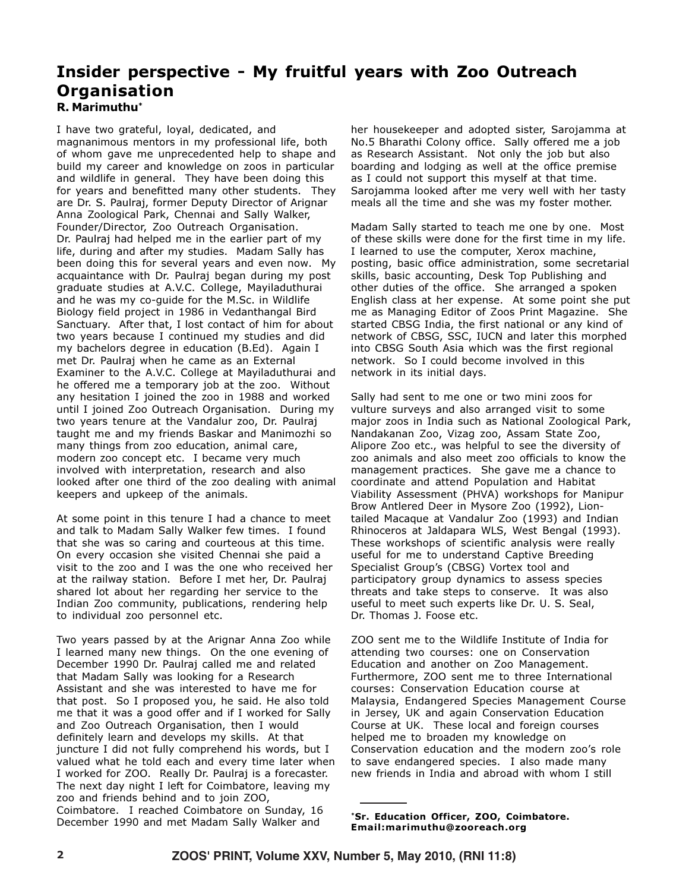# Insider perspective - My fruitful years with Zoo Outreach Organisation

**R. Marimuthu***

I have two grateful, loyal, dedicated, and magnanimous mentors in my professional life, both of whom gave me unprecedented help to shape and build my career and knowledge on zoos in particular and wildlife in general. They have been doing this for years and benefitted many other students. They are Dr. S. Paulraj, former Deputy Director of Arignar Anna Zoological Park, Chennai and Sally Walker, Founder/Director, Zoo Outreach Organisation. Dr. Paulraj had helped me in the earlier part of my life, during and after my studies. Madam Sally has been doing this for several years and even now. My acquaintance with Dr. Paulraj began during my post graduate studies at A.V.C. College, Mayiladuthurai and he was my co-guide for the M.Sc. in Wildlife Biology field project in 1986 in Vedanthangal Bird Sanctuary. After that, I lost contact of him for about two years because I continued my studies and did my bachelors degree in education (B.Ed). Again I met Dr. Paulraj when he came as an External Examiner to the A.V.C. College at Mayiladuthurai and he offered me a temporary job at the zoo. Without any hesitation I joined the zoo in 1988 and worked until I joined Zoo Outreach Organisation. During my two years tenure at the Vandalur zoo, Dr. Paulraj taught me and my friends Baskar and Manimozhi so many things from zoo education, animal care, modern zoo concept etc. I became very much involved with interpretation, research and also looked after one third of the zoo dealing with animal keepers and upkeep of the animals.

At some point in this tenure I had a chance to meet and talk to Madam Sally Walker few times. I found that she was so caring and courteous at this time. On every occasion she visited Chennai she paid a visit to the zoo and I was the one who received her at the railway station. Before I met her, Dr. Paulraj shared lot about her regarding her service to the Indian Zoo community, publications, rendering help to individual zoo personnel etc.

Two years passed by at the Arignar Anna Zoo while I learned many new things. On the one evening of December 1990 Dr. Paulraj called me and related that Madam Sally was looking for a Research Assistant and she was interested to have me for that post. So I proposed you, he said. He also told me that it was a good offer and if I worked for Sally and Zoo Outreach Organisation, then I would definitely learn and develops my skills. At that juncture I did not fully comprehend his words, but I valued what he told each and every time later when I worked for ZOO. Really Dr. Paulraj is a forecaster. The next day night I left for Coimbatore, leaving my zoo and friends behind and to join ZOO, Coimbatore. I reached Coimbatore on Sunday, 16 December 1990 and met Madam Sally Walker and her housekeeper and adopted sister, Sarojamma at No.5 Bharathi Colony office. Sally offered me a job as Research Assistant. Not only the job but also boarding and lodging as well at the office premise as I could not support this myself at that time. Sarojamma looked after me very well with her tasty meals all the time and she was my foster mother.

Madam Sally started to teach me one by one. Most of these skills were done for the first time in my life. I learned to use the computer, Xerox machine, posting, basic office administration, some secretarial skills, basic accounting, Desk Top Publishing and other duties of the office. She arranged a spoken English class at her expense. At some point she put me as Managing Editor of Zoos Print Magazine. She started CBSG India, the first national or any kind of network of CBSG, SSC, IUCN and later this morphed into CBSG South Asia which was the first regional network. So I could become involved in this network in its initial days.

Sally had sent to me one or two mini zoos for vulture surveys and also arranged visit to some major zoos in India such as National Zoological Park, Nandakanan Zoo, Vizag zoo, Assam State Zoo, Alipore Zoo etc., was helpful to see the diversity of zoo animals and also meet zoo officials to know the management practices. She gave me a chance to coordinate and attend Population and Habitat Viability Assessment (PHVA) workshops for Manipur Brow Antlered Deer in Mysore Zoo (1992), Lion-tailed Macaque at Vandalur Zoo (1993) and Indian Rhinoceros at Jaldapara WLS, West Bengal (1993). These workshops of scientific analysis were really useful for me to understand Captive Breeding Specialist Group's (CBSG) Vortex tool and participatory group dynamics to assess species threats and take steps to conserve. It was also useful to meet such experts like Dr. U. S. Seal, Dr. Thomas J. Foose etc.

ZOO sent me to the Wildlife Institute of India for attending two courses: one on Conservation Education and another on Zoo Management. Furthermore, ZOO sent me to three International courses: Conservation Education course at Malaysia, Endangered Species Management Course in Jersey, UK and again Conservation Education Course at UK. These local and foreign courses helped me to broaden my knowledge on Conservation education and the modern zoo's role to save endangered species. I also made many new friends in India and abroad with whom I still

---

***Sr. Education Officer, ZOO, Coimbatore. Email:marimuthu@zooreach.org**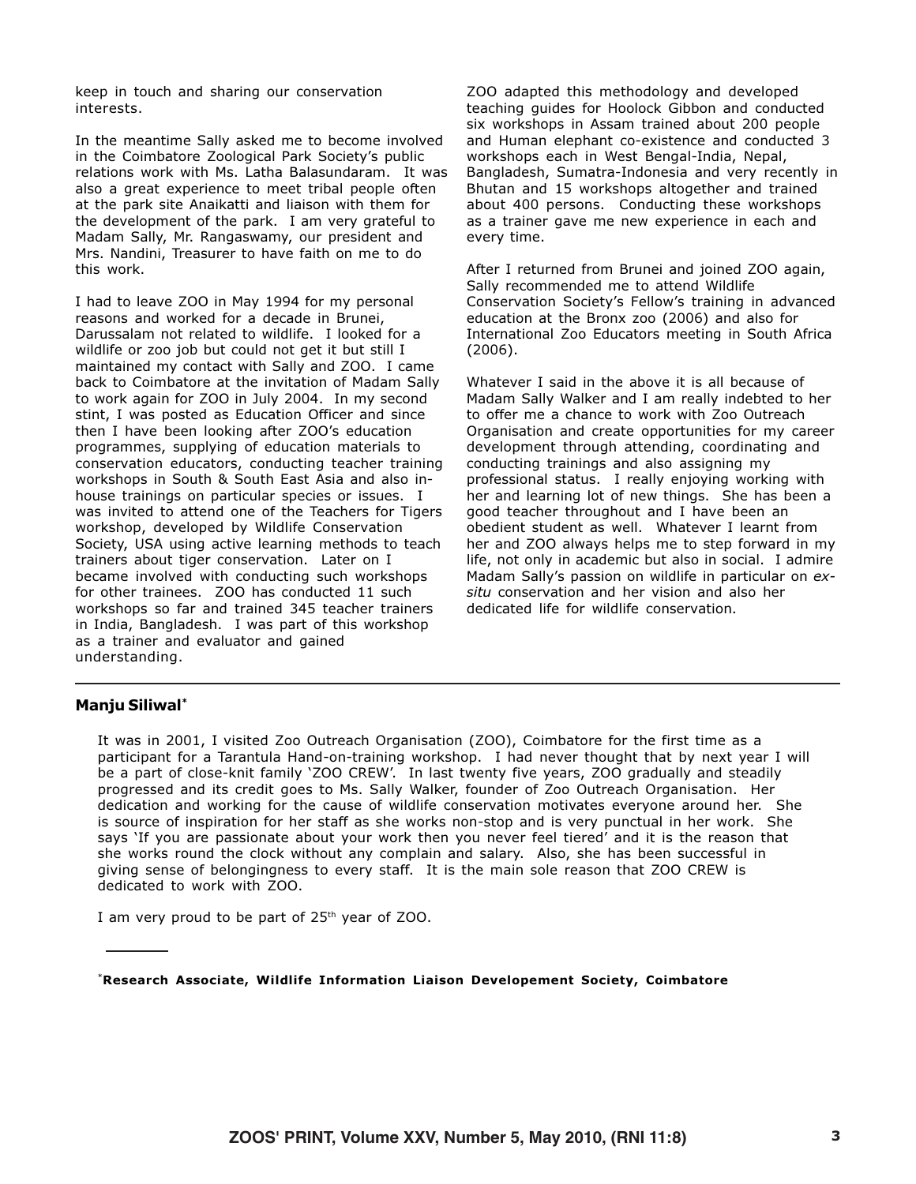keep in touch and sharing our conservation interests.

In the meantime Sally asked me to become involved in the Coimbatore Zoological Park Society's public relations work with Ms. Latha Balasundaram. It was also a great experience to meet tribal people often at the park site Anaikatti and liaison with them for the development of the park. I am very grateful to Madam Sally, Mr. Rangaswamy, our president and Mrs. Nandini, Treasurer to have faith on me to do this work.

I had to leave ZOO in May 1994 for my personal reasons and worked for a decade in Brunei, Darussalam not related to wildlife. I looked for a wildlife or zoo job but could not get it but still I maintained my contact with Sally and ZOO. I came back to Coimbatore at the invitation of Madam Sally to work again for ZOO in July 2004. In my second stint, I was posted as Education Officer and since then I have been looking after ZOO's education programmes, supplying of education materials to conservation educators, conducting teacher training workshops in South & South East Asia and also in-house trainings on particular species or issues. I was invited to attend one of the Teachers for Tigers workshop, developed by Wildlife Conservation Society, USA using active learning methods to teach trainers about tiger conservation. Later on I became involved with conducting such workshops for other trainees. ZOO has conducted 11 such workshops so far and trained 345 teacher trainers in India, Bangladesh. I was part of this workshop as a trainer and evaluator and gained understanding.

ZOO adapted this methodology and developed teaching guides for Hoolock Gibbon and conducted six workshops in Assam trained about 200 people and Human elephant co-existence and conducted 3 workshops each in West Bengal-India, Nepal, Bangladesh, Sumatra-Indonesia and very recently in Bhutan and 15 workshops altogether and trained about 400 persons. Conducting these workshops as a trainer gave me new experience in each and every time.

After I returned from Brunei and joined ZOO again, Sally recommended me to attend Wildlife Conservation Society's Fellow's training in advanced education at the Bronx zoo (2006) and also for International Zoo Educators meeting in South Africa (2006).

Whatever I said in the above it is all because of Madam Sally Walker and I am really indebted to her to offer me a chance to work with Zoo Outreach Organisation and create opportunities for my career development through attending, coordinating and conducting trainings and also assigning my professional status. I really enjoying working with her and learning lot of new things. She has been a good teacher throughout and I have been an obedient student as well. Whatever I learnt from her and ZOO always helps me to step forward in my life, not only in academic but also in social. I admire Madam Sally's passion on wildlife in particular on *ex-situ* conservation and her vision and also her dedicated life for wildlife conservation.

---

**Manju Siliwal***

It was in 2001, I visited Zoo Outreach Organisation (ZOO), Coimbatore for the first time as a participant for a Tarantula Hand-on-training workshop. I had never thought that by next year I will be a part of close-knit family 'ZOO CREW'. In last twenty five years, ZOO gradually and steadily progressed and its credit goes to Ms. Sally Walker, founder of Zoo Outreach Organisation. Her dedication and working for the cause of wildlife conservation motivates everyone around her. She is source of inspiration for her staff as she works non-stop and is very punctual in her work. She says 'If you are passionate about your work then you never feel tiered' and it is the reason that she works round the clock without any complain and salary. Also, she has been successful in giving sense of belongingness to every staff. It is the main sole reason that ZOO CREW is dedicated to work with ZOO.

I am very proud to be part of 25th year of ZOO.

---

***Research Associate, Wildlife Information Liaison Developement Society, Coimbatore**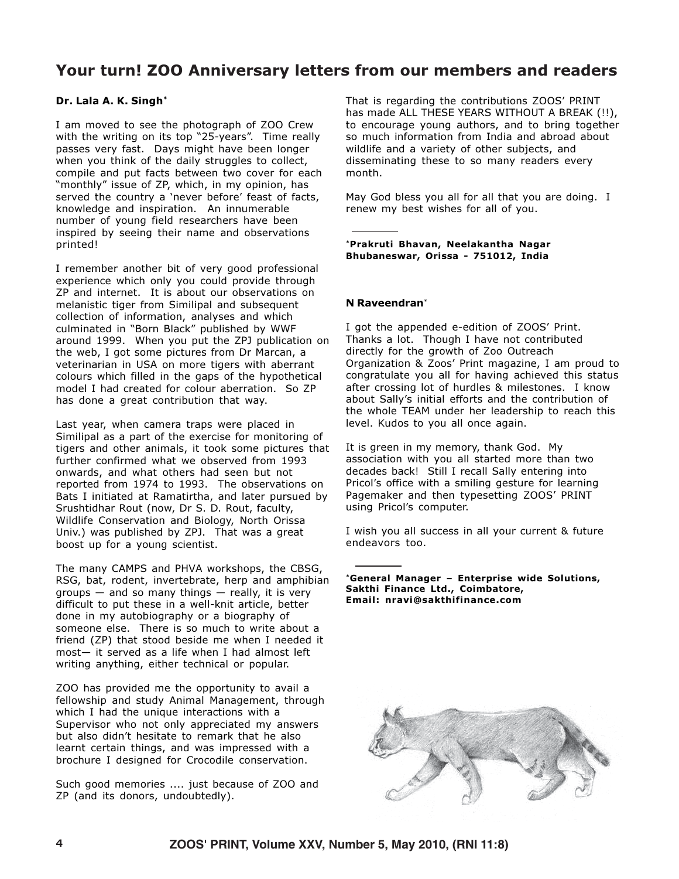## Your turn! ZOO Anniversary letters from our members and readers

**Dr. Lala A. K. Singh***

I am moved to see the photograph of ZOO Crew with the writing on its top "25-years". Time really passes very fast. Days might have been longer when you think of the daily struggles to collect, compile and put facts between two cover for each "monthly" issue of ZP, which, in my opinion, has served the country a 'never before' feast of facts, knowledge and inspiration. An innumerable number of young field researchers have been inspired by seeing their name and observations printed!

I remember another bit of very good professional experience which only you could provide through ZP and internet. It is about our observations on melanistic tiger from Similipal and subsequent collection of information, analyses and which culminated in "Born Black" published by WWF around 1999. When you put the ZPJ publication on the web, I got some pictures from Dr Marcan, a veterinarian in USA on more tigers with aberrant colours which filled in the gaps of the hypothetical model I had created for colour aberration. So ZP has done a great contribution that way.

Last year, when camera traps were placed in Similipal as a part of the exercise for monitoring of tigers and other animals, it took some pictures that further confirmed what we observed from 1993 onwards, and what others had seen but not reported from 1974 to 1993. The observations on Bats I initiated at Ramatirtha, and later pursued by Srushtidhar Rout (now, Dr S. D. Rout, faculty, Wildlife Conservation and Biology, North Orissa Univ.) was published by ZPJ. That was a great boost up for a young scientist.

The many CAMPS and PHVA workshops, the CBSG, RSG, bat, rodent, invertebrate, herp and amphibian groups — and so many things — really, it is very difficult to put these in a well-knit article, better done in my autobiography or a biography of someone else. There is so much to write about a friend (ZP) that stood beside me when I needed it most— it served as a life when I had almost left writing anything, either technical or popular.

ZOO has provided me the opportunity to avail a fellowship and study Animal Management, through which I had the unique interactions with a Supervisor who not only appreciated my answers but also didn't hesitate to remark that he also learnt certain things, and was impressed with a brochure I designed for Crocodile conservation.

Such good memories .... just because of ZOO and ZP (and its donors, undoubtedly).

That is regarding the contributions ZOOS' PRINT has made ALL THESE YEARS WITHOUT A BREAK (!!), to encourage young authors, and to bring together so much information from India and abroad about wildlife and a variety of other subjects, and disseminating these to so many readers every month.

May God bless you all for all that you are doing. I renew my best wishes for all of you.

---

***Prakruti Bhavan, Neelakantha Nagar Bhubaneswar, Orissa - 751012, India**

**N Raveendran***

I got the appended e-edition of ZOOS' Print. Thanks a lot. Though I have not contributed directly for the growth of Zoo Outreach Organization & Zoos' Print magazine, I am proud to congratulate you all for having achieved this status after crossing lot of hurdles & milestones. I know about Sally's initial efforts and the contribution of the whole TEAM under her leadership to reach this level. Kudos to you all once again.

It is green in my memory, thank God. My association with you all started more than two decades back! Still I recall Sally entering into Pricol's office with a smiling gesture for learning Pagemaker and then typesetting ZOOS' PRINT using Pricol's computer.

I wish you all success in all your current & future endeavors too.

---

***General Manager – Enterprise wide Solutions, Sakthi Finance Ltd., Coimbatore, Email: nravi@sakthifinance.com**